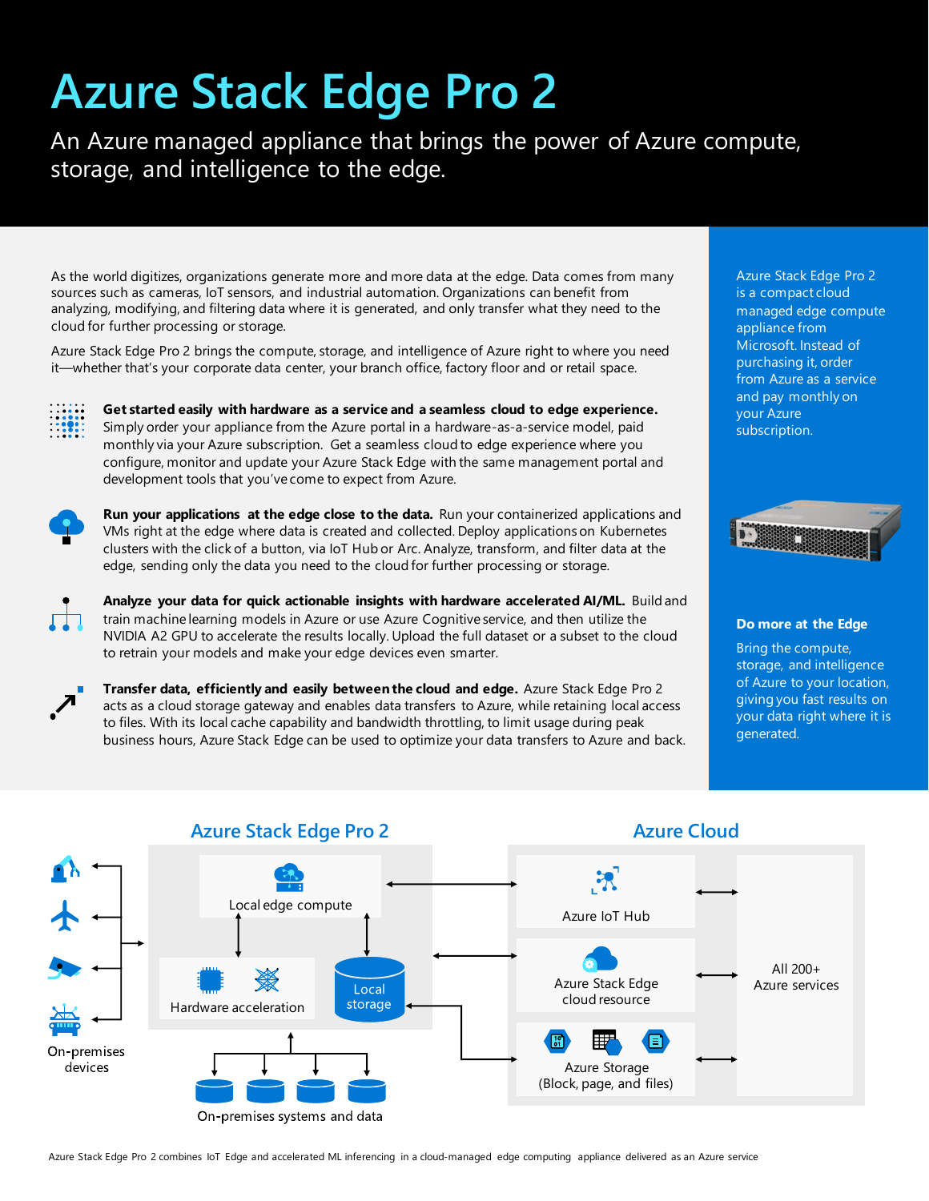# Azure Stack Edge Pro 2

An Azure managed appliance that brings the power of Azure compute, storage, and intelligence to the edge.

As the world digitizes, organizations generate more and more data at the edge. Data comes from many sources such as cameras, IoT sensors, and industrial automation. Organizations can benefit from analyzing, modifying, and filtering data where it is generated, and only transfer what they need to the cloud for further processing or storage.

Azure Stack Edge Pro 2 brings the compute, storage, and intelligence of Azure right to where you need it—whether that's your corporate data center, your branch office, factory floor and or retail space.

**Get started easily with hardware as a service and a seamless cloud to edge experience.** Simply order your appliance from the Azure portal in a hardware-as-a-service model, paid monthly via your Azure subscription. Get a seamless cloud to edge experience where you configure, monitor and update your Azure Stack Edge with the same management portal and development tools that you've come to expect from Azure.

**Run your applications at the edge close to the data.** Run your containerized applications and VMs right at the edge where data is created and collected. Deploy applications on Kubernetes clusters with the click of a button, via IoT Hub or Arc. Analyze, transform, and filter data at the edge, sending only the data you need to the cloud for further processing or storage.

**Analyze your data for quick actionable insights with hardware accelerated AI/ML.** Build and train machine learning models in Azure or use Azure Cognitive service, and then utilize the NVIDIA A2 GPU to accelerate the results locally. Upload the full dataset or a subset to the cloud to retrain your models and make your edge devices even smarter.

**Transfer data, efficiently and easily between the cloud and edge.** Azure Stack Edge Pro 2 acts as a cloud storage gateway and enables data transfers to Azure, while retaining local access to files. With its local cache capability and bandwidth throttling, to limit usage during peak business hours, Azure Stack Edge can be used to optimize your data transfers to Azure and back.

Azure Stack Edge Pro 2 is a compact cloud managed edge compute appliance from Microsoft. Instead of purchasing it, order from Azure as a service and pay monthly on your Azure subscription.

**Do more at the Edge**

Bring the compute, storage, and intelligence of Azure to your location, giving you fast results on your data right where it is generated.

## Azure Stack Edge Pro 2

- Local edge compute
- Hardware acceleration
- Local storage
- On-premises devices
- On-premises systems and data

## Azure Cloud

- Azure IoT Hub
- Azure Stack Edge cloud resource
- Azure Storage (Block, page, and files)
- All 200+ Azure services

Azure Stack Edge Pro 2 combines IoT Edge and accelerated ML inferencing in a cloud-managed edge computing appliance delivered as an Azure service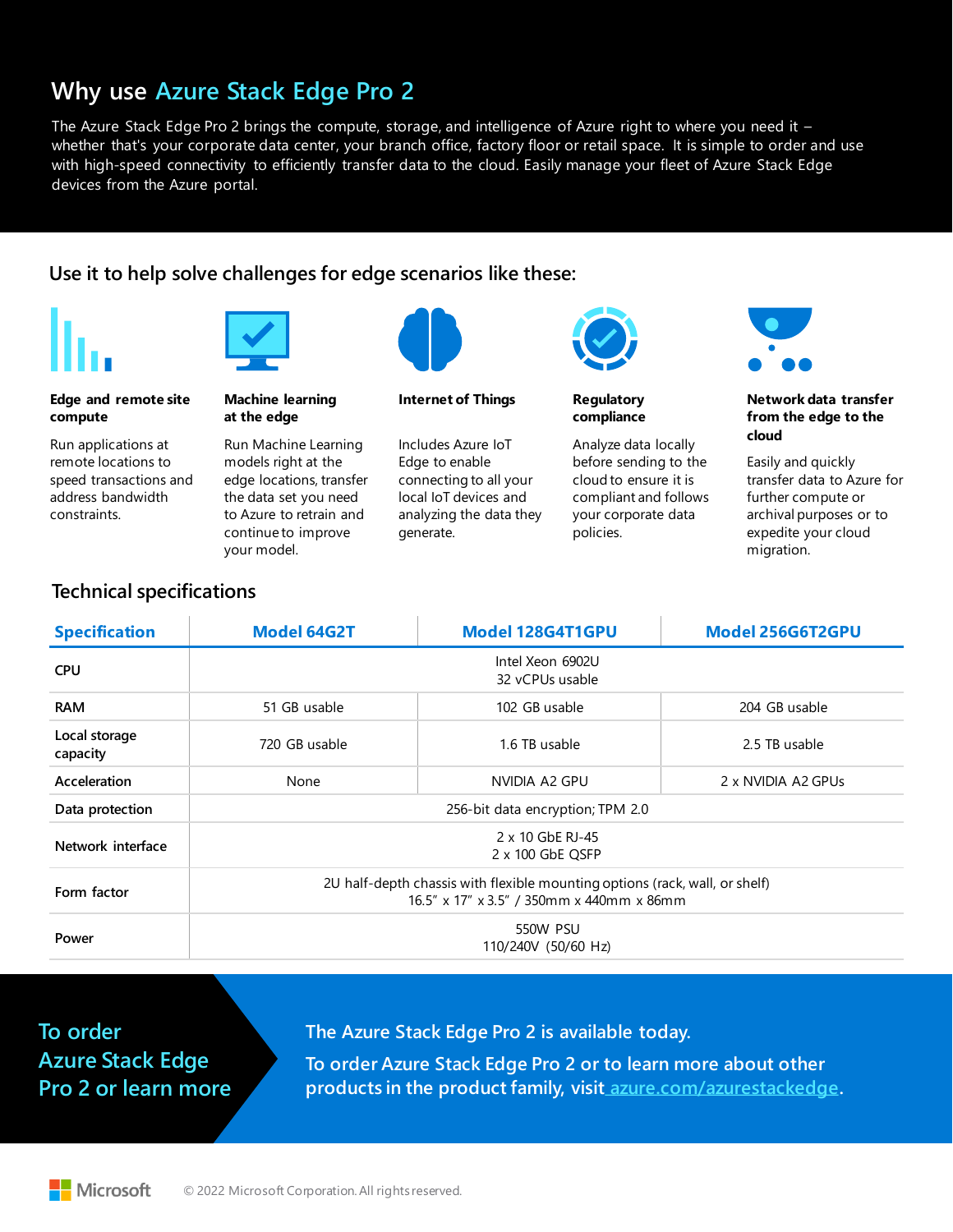# Why use Azure Stack Edge Pro 2

The Azure Stack Edge Pro 2 brings the compute, storage, and intelligence of Azure right to where you need it – whether that's your corporate data center, your branch office, factory floor or retail space. It is simple to order and use with high-speed connectivity to efficiently transfer data to the cloud. Easily manage your fleet of Azure Stack Edge devices from the Azure portal.

## Use it to help solve challenges for edge scenarios like these:

**Edge and remote site compute**

Run applications at remote locations to speed transactions and address bandwidth constraints.

**Machine learning at the edge**

Run Machine Learning models right at the edge locations, transfer the data set you need to Azure to retrain and continue to improve your model.

**Internet of Things**

Includes Azure IoT Edge to enable connecting to all your local IoT devices and analyzing the data they generate.

**Regulatory compliance**

Analyze data locally before sending to the cloud to ensure it is compliant and follows your corporate data policies.

**Network data transfer from the edge to the cloud**

Easily and quickly transfer data to Azure for further compute or archival purposes or to expedite your cloud migration.

## Technical specifications

| Specification | Model 64G2T | Model 128G4T1GPU | Model 256G6T2GPU |
|---|---|---|---|
| CPU | Intel Xeon 6902U<br>32 vCPUs usable | | |
| RAM | 51 GB usable | 102 GB usable | 204 GB usable |
| Local storage capacity | 720 GB usable | 1.6 TB usable | 2.5 TB usable |
| Acceleration | None | NVIDIA A2 GPU | 2 x NVIDIA A2 GPUs |
| Data protection | 256-bit data encryption; TPM 2.0 | | |
| Network interface | 2 x 10 GbE RJ-45<br>2 x 100 GbE QSFP | | |
| Form factor | 2U half-depth chassis with flexible mounting options (rack, wall, or shelf)<br>16.5" x 17" x 3.5" / 350mm x 440mm x 86mm | | |
| Power | 550W PSU<br>110/240V (50/60 Hz) | | |

## To order Azure Stack Edge Pro 2 or learn more

**The Azure Stack Edge Pro 2 is available today.**

**To order Azure Stack Edge Pro 2 or to learn more about other products in the product family, visit [azure.com/azurestackedge](azure.com/azurestackedge).**

Microsoft

© 2022 Microsoft Corporation. All rights reserved.